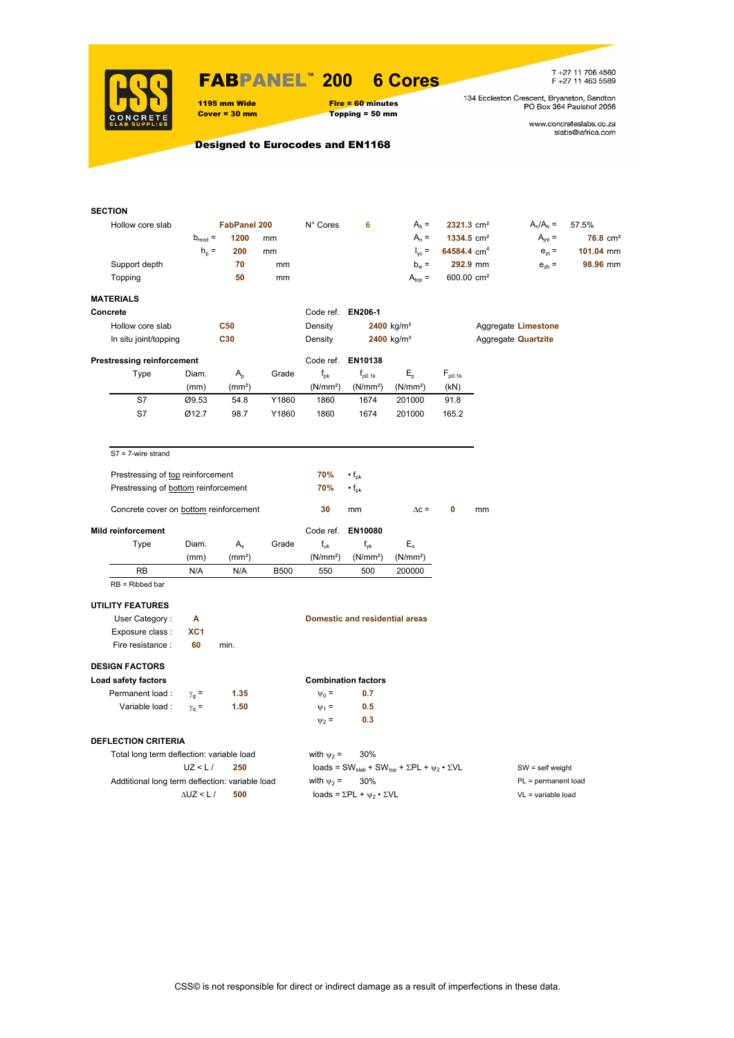# FABPANEL™ 200 6 Cores

**1195 mm Wide** **Fire = 60 minutes**
**Cover = 30 mm** **Topping = 50 mm**

T +27 11 706 4560
F +27 11 463 5589

134 Eccleston Crescent, Bryanston, Sandton
PO Box 364 Paulshof 2056

www.concreteslabs.co.za
slabs@iafrica.com

**Designed to Eurocodes and EN1168**

## SECTION

| | | | | | | | |
|---|---|---|---|---|---|---|---|
| Hollow core slab | **FabPanel 200** | N° Cores | **6** | $A_b$ = | **2321.3** cm² | $A_n/A_b$ = | 57.5% |
| $b_{mod}$ = | **1200** mm | | | $A_n$ = | **1334.5** cm² | $A_{jnt}$ = | **76.8** cm² |
| $h_p$ = | **200** mm | | | $I_{yc}$ = | **64584.4** cm⁴ | $e_{zt}$ = | **101.04** mm |
| Support depth | **70** mm | | | $b_w$ = | **292.9** mm | $e_{zb}$ = | **98.96** mm |
| Topping | **50** mm | | | $A_{top}$ = | 600.00 cm² | | |

## MATERIALS

**Concrete** — Code ref. **EN206-1**

| | | | |
|---|---|---|---|
| Hollow core slab | **C50** | Density **2400** kg/m³ | Aggregate **Limestone** |
| In situ joint/topping | **C30** | Density **2400** kg/m³ | Aggregate **Quartzite** |

**Prestressing reinforcement** — Code ref. **EN10138**

| Type | Diam. (mm) | $A_p$ (mm²) | Grade | $f_{pk}$ (N/mm²) | $f_{p0.1k}$ (N/mm²) | $E_p$ (N/mm²) | $F_{p0.1k}$ (kN) |
|---|---|---|---|---|---|---|---|
| S7 | Ø9.53 | 54.8 | Y1860 | 1860 | 1674 | 201000 | 91.8 |
| S7 | Ø12.7 | 98.7 | Y1860 | 1860 | 1674 | 201000 | 165.2 |

S7 = 7-wire strand

Prestressing of top reinforcement **70%** • $f_{pk}$
Prestressing of bottom reinforcement **70%** • $f_{pk}$

Concrete cover on bottom reinforcement **30** mm $\Delta c$ = **0** mm

**Mild reinforcement** — Code ref. **EN10080**

| Type | Diam. (mm) | $A_s$ (mm²) | Grade | $f_{uk}$ (N/mm²) | $f_{yk}$ (N/mm²) | $E_s$ (N/mm²) |
|---|---|---|---|---|---|---|
| RB | N/A | N/A | B500 | 550 | 500 | 200000 |

RB = Ribbed bar

## UTILITY FEATURES

User Category : **A** — **Domestic and residential areas**
Exposure class : **XC1**
Fire resistance : **60** min.

## DESIGN FACTORS

**Load safety factors**

Permanent load : $\gamma_g$ = **1.35**
Variable load : $\gamma_q$ = **1.50**

**Combination factors**

$\psi_0$ = **0.7**
$\psi_1$ = **0.5**
$\psi_2$ = **0.3**

## DEFLECTION CRITERIA

Total long term deflection: variable load — with $\psi_2$ = 30%
UZ < L / **250** — loads = $SW_{slab} + SW_{top} + \Sigma PL + \psi_2 \cdot \Sigma VL$

Addtitional long term deflection: variable load — with $\psi_2$ = 30%
ΔUZ < L / **500** — loads = $\Sigma PL + \psi_2 \cdot \Sigma VL$

SW = self weight
PL = permanent load
VL = variable load

CSS© is not responsible for direct or indirect damage as a result of imperfections in these data.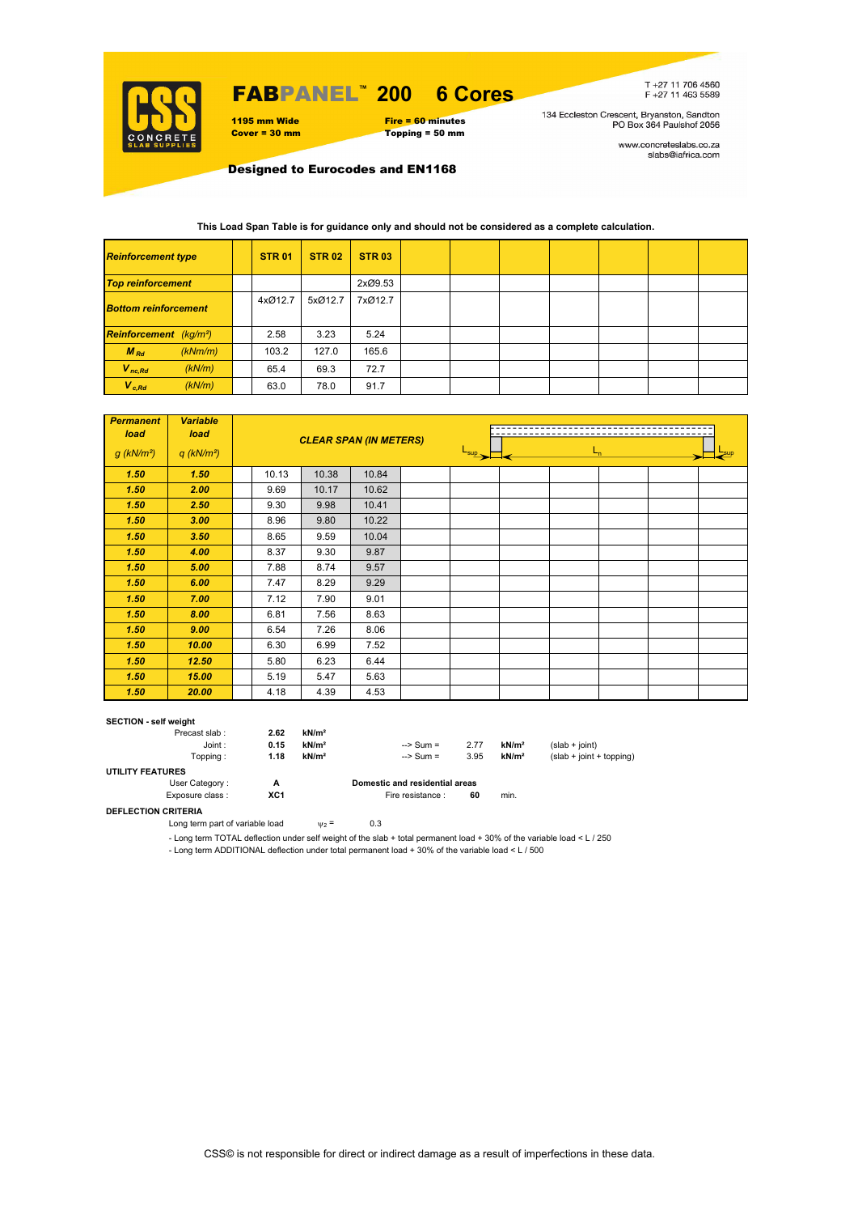# FABPANEL™ 200 6 Cores

**1195 mm Wide**
**Cover = 30 mm**

**Fire = 60 minutes**
**Topping = 50 mm**

T +27 11 706 4560
F +27 11 463 5589

134 Eccleston Crescent, Bryanston, Sandton
PO Box 364 Paulshof 2056

www.concreteslabs.co.za
slabs@iafrica.com

**Designed to Eurocodes and EN1168**

**This Load Span Table is for guidance only and should not be considered as a complete calculation.**

| *Reinforcement type* | | STR 01 | STR 02 | STR 03 | | | | | | | |
|---|---|---|---|---|---|---|---|---|---|---|---|
| *Top reinforcement* | | | | 2xØ9.53 | | | | | | | |
| *Bottom reinforcement* | | 4xØ12.7 | 5xØ12.7 | 7xØ12.7 | | | | | | | |
| *Reinforcement (kg/m²)* | | 2.58 | 3.23 | 5.24 | | | | | | | |
| $M_{Rd}$ *(kNm/m)* | | 103.2 | 127.0 | 165.6 | | | | | | | |
| $V_{nc,Rd}$ *(kN/m)* | | 65.4 | 69.3 | 72.7 | | | | | | | |
| $V_{c,Rd}$ *(kN/m)* | | 63.0 | 78.0 | 91.7 | | | | | | | |

| *Permanent load g (kN/m²)* | *Variable load q (kN/m²)* | *CLEAR SPAN (IN METERS)* $L_{sup}$ / $L_n$ / $L_{sup}$ | | | | | | | | | |
|---|---|---|---|---|---|---|---|---|---|---|---|
| **1.50** | **1.50** | 10.13 | 10.38 | 10.84 | | | | | | | |
| **1.50** | **2.00** | 9.69 | 10.17 | 10.62 | | | | | | | |
| **1.50** | **2.50** | 9.30 | 9.98 | 10.41 | | | | | | | |
| **1.50** | **3.00** | 8.96 | 9.80 | 10.22 | | | | | | | |
| **1.50** | **3.50** | 8.65 | 9.59 | 10.04 | | | | | | | |
| **1.50** | **4.00** | 8.37 | 9.30 | 9.87 | | | | | | | |
| **1.50** | **5.00** | 7.88 | 8.74 | 9.57 | | | | | | | |
| **1.50** | **6.00** | 7.47 | 8.29 | 9.29 | | | | | | | |
| **1.50** | **7.00** | 7.12 | 7.90 | 9.01 | | | | | | | |
| **1.50** | **8.00** | 6.81 | 7.56 | 8.63 | | | | | | | |
| **1.50** | **9.00** | 6.54 | 7.26 | 8.06 | | | | | | | |
| **1.50** | **10.00** | 6.30 | 6.99 | 7.52 | | | | | | | |
| **1.50** | **12.50** | 5.80 | 6.23 | 6.44 | | | | | | | |
| **1.50** | **15.00** | 5.19 | 5.47 | 5.63 | | | | | | | |
| **1.50** | **20.00** | 4.18 | 4.39 | 4.53 | | | | | | | |

**SECTION - self weight**

| | | | | | | |
|---|---|---|---|---|---|---|
| Precast slab : | **2.62** | **kN/m²** | | | | |
| Joint : | **0.15** | **kN/m²** | --> Sum = | 2.77 | **kN/m²** | (slab + joint) |
| Topping : | **1.18** | **kN/m²** | --> Sum = | 3.95 | **kN/m²** | (slab + joint + topping) |

**UTILITY FEATURES**

User Category : **A** — **Domestic and residential areas**

Exposure class : **XC1** — Fire resistance : **60** min.

**DEFLECTION CRITERIA**

Long term part of variable load $\psi_2 =$ 0.3

- Long term TOTAL deflection under self weight of the slab + total permanent load + 30% of the variable load < L / 250
- Long term ADDITIONAL deflection under total permanent load + 30% of the variable load < L / 500

CSS© is not responsible for direct or indirect damage as a result of imperfections in these data.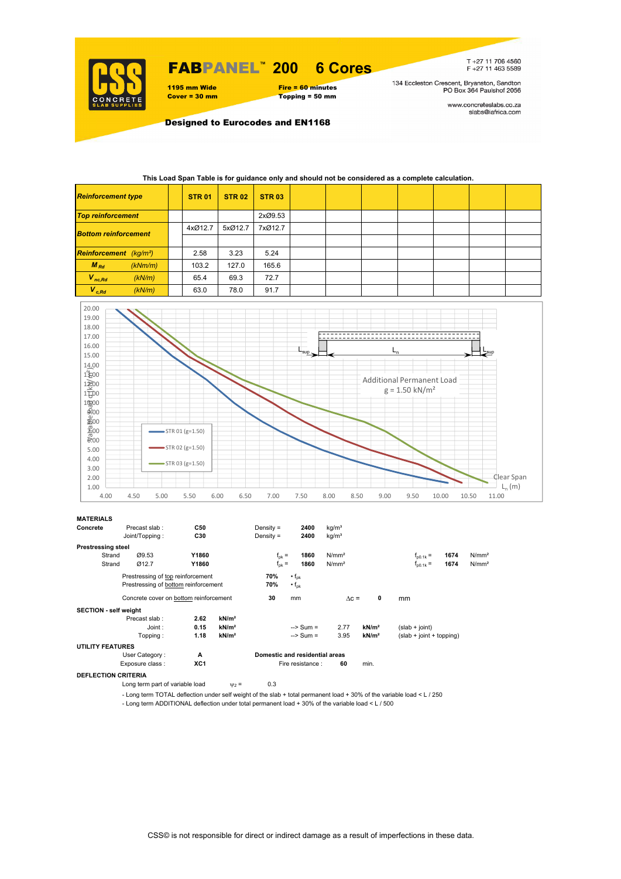# FABPANEL™ 200 6 Cores

**1195 mm Wide** **Fire = 60 minutes**
**Cover = 30 mm** **Topping = 50 mm**

T +27 11 706 4560
F +27 11 463 5589

134 Eccleston Crescent, Bryanston, Sandton
PO Box 364 Paulshof 2056

www.concreteslabs.co.za
slabs@iafrica.com

**Designed to Eurocodes and EN1168**

**This Load Span Table is for guidance only and should not be considered as a complete calculation.**

| ***Reinforcement type*** | | **STR 01** | **STR 02** | **STR 03** | | | | | | | |
|---|---|---|---|---|---|---|---|---|---|---|---|
| ***Top reinforcement*** | | | | 2xØ9.53 | | | | | | | |
| ***Bottom reinforcement*** | | 4xØ12.7 | 5xØ12.7 | 7xØ12.7 | | | | | | | |
| | | | | | | | | | | | |
| ***Reinforcement*** *(kg/m²)* | | 2.58 | 3.23 | 5.24 | | | | | | | |
| $M_{Rd}$ *(kNm/m)* | | 103.2 | 127.0 | 165.6 | | | | | | | |
| $V_{nc,Rd}$ *(kN/m)* | | 65.4 | 69.3 | 72.7 | | | | | | | |
| $V_{c,Rd}$ *(kN/m)* | | 63.0 | 78.0 | 91.7 | | | | | | | |

Variable load q (kN/m²)
20.00
19.00
18.00
17.00
16.00
15.00
14.00
13.00
12.00
11.00
10.00
9.00
8.00
7.00
6.00
5.00
4.00
3.00
2.00
1.00

4.00 4.50 5.00 5.50 6.00 6.50 7.00 7.50 8.00 8.50 9.00 9.50 10.00 10.50 11.00

Clear Span
$L_n$ (m)

$L_{sup}$ $L_n$ $L_{sup}$

Additional Permanent Load
g = 1.50 kN/m²

STR 01 (g=1.50)
STR 02 (g=1.50)
STR 03 (g=1.50)

**MATERIALS**

**Concrete**

| | | | | | |
|---|---|---|---|---|---|
| Precast slab : | **C50** | Density = | **2400** | kg/m³ |
| Joint/Topping : | **C30** | Density = | **2400** | kg/m³ |

**Prestressing steel**

| | | | | | | | |
|---|---|---|---|---|---|---|---|
| Strand Ø9.53 | **Y1860** | $f_{pk}$ = | **1860** | N/mm² | $f_{p0.1k}$ = | **1674** | N/mm² |
| Strand Ø12.7 | **Y1860** | $f_{pk}$ = | **1860** | N/mm² | $f_{p0.1k}$ = | **1674** | N/mm² |

Prestressing of top reinforcement **70%** $\cdot f_{pk}$
Prestressing of bottom reinforcement **70%** $\cdot f_{pk}$

Concrete cover on bottom reinforcement **30** mm $\Delta c$ = **0** mm

**SECTION - self weight**

| | | | | | | |
|---|---|---|---|---|---|---|
| Precast slab : | **2.62** | **kN/m²** | | | | |
| Joint : | **0.15** | **kN/m²** | --> Sum = | 2.77 | **kN/m²** | (slab + joint) |
| Topping : | **1.18** | **kN/m²** | --> Sum = | 3.95 | **kN/m²** | (slab + joint + topping) |

**UTILITY FEATURES**

User Category : **A** **Domestic and residential areas**
Exposure class : **XC1** Fire resistance : **60** min.

**DEFLECTION CRITERIA**

Long term part of variable load $\psi_2$ = 0.3

- Long term TOTAL deflection under self weight of the slab + total permanent load + 30% of the variable load < L / 250
- Long term ADDITIONAL deflection under total permanent load + 30% of the variable load < L / 500

CSS© is not responsible for direct or indirect damage as a result of imperfections in these data.